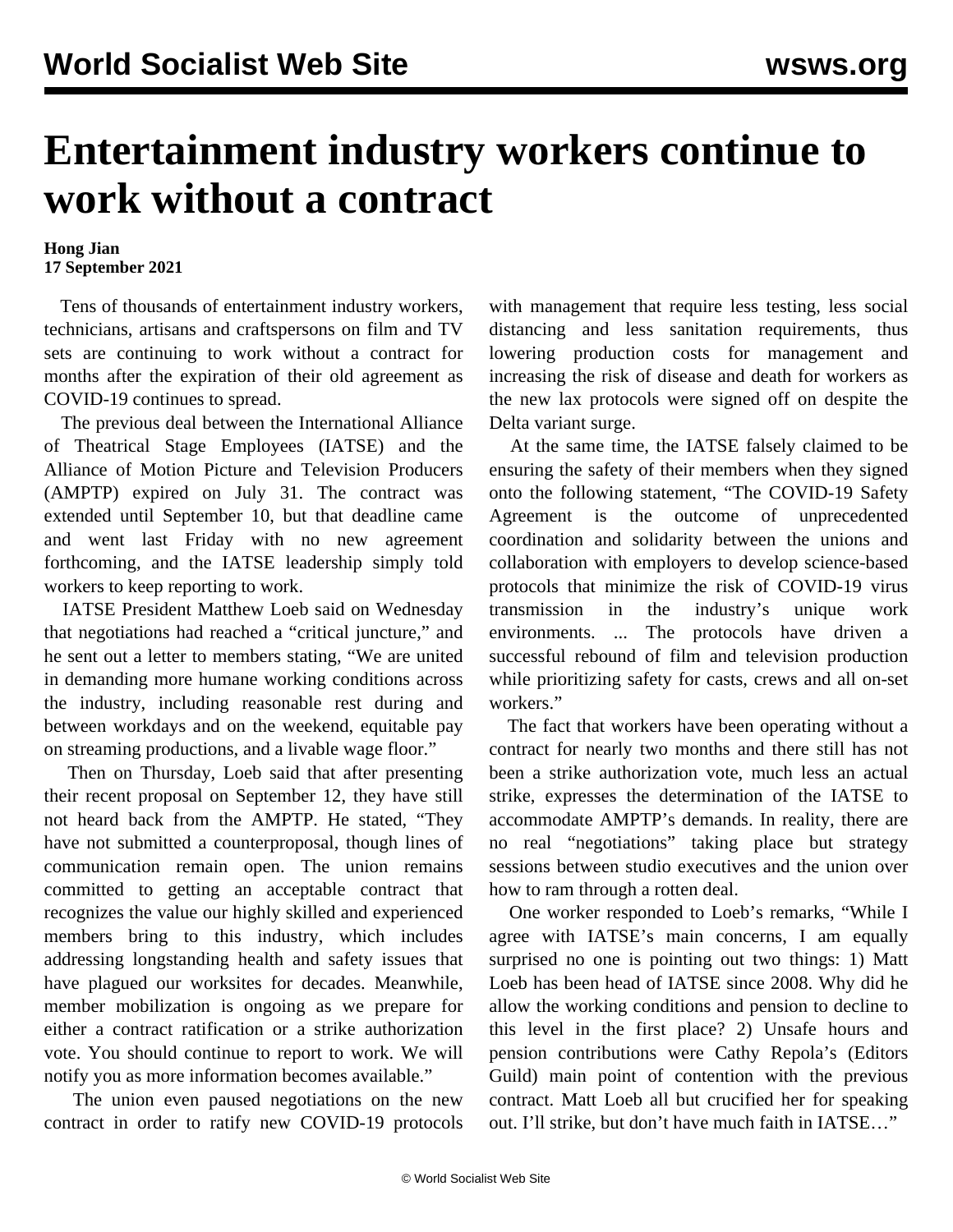# Entertainment industry workers continue to work without a contract

**Hong Jian**
**17 September 2021**

Tens of thousands of entertainment industry workers, technicians, artisans and craftspersons on film and TV sets are continuing to work without a contract for months after the expiration of their old agreement as COVID-19 continues to spread.

The previous deal between the International Alliance of Theatrical Stage Employees (IATSE) and the Alliance of Motion Picture and Television Producers (AMPTP) expired on July 31. The contract was extended until September 10, but that deadline came and went last Friday with no new agreement forthcoming, and the IATSE leadership simply told workers to keep reporting to work.

IATSE President Matthew Loeb said on Wednesday that negotiations had reached a "critical juncture," and he sent out a letter to members stating, "We are united in demanding more humane working conditions across the industry, including reasonable rest during and between workdays and on the weekend, equitable pay on streaming productions, and a livable wage floor."

Then on Thursday, Loeb said that after presenting their recent proposal on September 12, they have still not heard back from the AMPTP. He stated, "They have not submitted a counterproposal, though lines of communication remain open. The union remains committed to getting an acceptable contract that recognizes the value our highly skilled and experienced members bring to this industry, which includes addressing longstanding health and safety issues that have plagued our worksites for decades. Meanwhile, member mobilization is ongoing as we prepare for either a contract ratification or a strike authorization vote. You should continue to report to work. We will notify you as more information becomes available."

The union even paused negotiations on the new contract in order to ratify new COVID-19 protocols with management that require less testing, less social distancing and less sanitation requirements, thus lowering production costs for management and increasing the risk of disease and death for workers as the new lax protocols were signed off on despite the Delta variant surge.

At the same time, the IATSE falsely claimed to be ensuring the safety of their members when they signed onto the following statement, "The COVID-19 Safety Agreement is the outcome of unprecedented coordination and solidarity between the unions and collaboration with employers to develop science-based protocols that minimize the risk of COVID-19 virus transmission in the industry's unique work environments. ... The protocols have driven a successful rebound of film and television production while prioritizing safety for casts, crews and all on-set workers."

The fact that workers have been operating without a contract for nearly two months and there still has not been a strike authorization vote, much less an actual strike, expresses the determination of the IATSE to accommodate AMPTP's demands. In reality, there are no real "negotiations" taking place but strategy sessions between studio executives and the union over how to ram through a rotten deal.

One worker responded to Loeb's remarks, "While I agree with IATSE's main concerns, I am equally surprised no one is pointing out two things: 1) Matt Loeb has been head of IATSE since 2008. Why did he allow the working conditions and pension to decline to this level in the first place? 2) Unsafe hours and pension contributions were Cathy Repola's (Editors Guild) main point of contention with the previous contract. Matt Loeb all but crucified her for speaking out. I'll strike, but don't have much faith in IATSE…"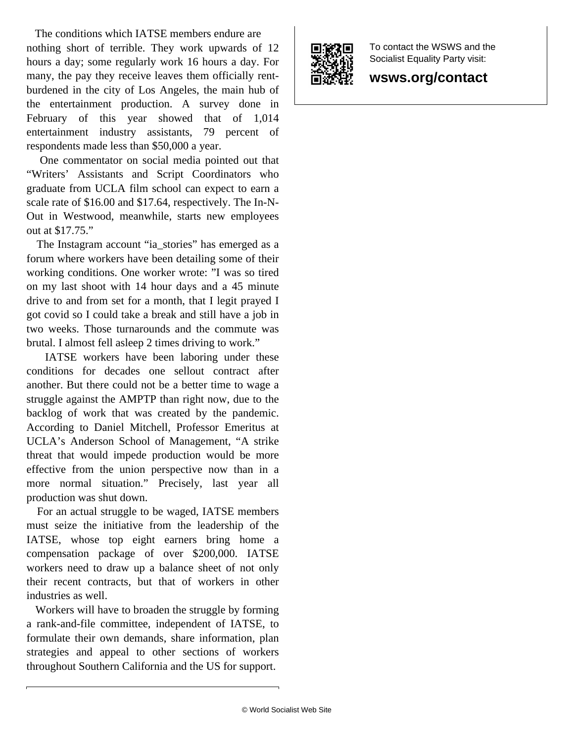The conditions which IATSE members endure are nothing short of terrible. They work upwards of 12 hours a day; some regularly work 16 hours a day. For many, the pay they receive leaves them officially rent-burdened in the city of Los Angeles, the main hub of the entertainment production. A survey done in February of this year showed that of 1,014 entertainment industry assistants, 79 percent of respondents made less than $50,000 a year.

One commentator on social media pointed out that "Writers' Assistants and Script Coordinators who graduate from UCLA film school can expect to earn a scale rate of $16.00 and $17.64, respectively. The In-N-Out in Westwood, meanwhile, starts new employees out at $17.75."

The Instagram account "ia_stories" has emerged as a forum where workers have been detailing some of their working conditions. One worker wrote: "I was so tired on my last shoot with 14 hour days and a 45 minute drive to and from set for a month, that I legit prayed I got covid so I could take a break and still have a job in two weeks. Those turnarounds and the commute was brutal. I almost fell asleep 2 times driving to work."

IATSE workers have been laboring under these conditions for decades one sellout contract after another. But there could not be a better time to wage a struggle against the AMPTP than right now, due to the backlog of work that was created by the pandemic. According to Daniel Mitchell, Professor Emeritus at UCLA's Anderson School of Management, "A strike threat that would impede production would be more effective from the union perspective now than in a more normal situation." Precisely, last year all production was shut down.

For an actual struggle to be waged, IATSE members must seize the initiative from the leadership of the IATSE, whose top eight earners bring home a compensation package of over $200,000. IATSE workers need to draw up a balance sheet of not only their recent contracts, but that of workers in other industries as well.

Workers will have to broaden the struggle by forming a rank-and-file committee, independent of IATSE, to formulate their own demands, share information, plan strategies and appeal to other sections of workers throughout Southern California and the US for support.

To contact the WSWS and the Socialist Equality Party visit:

**wsws.org/contact**